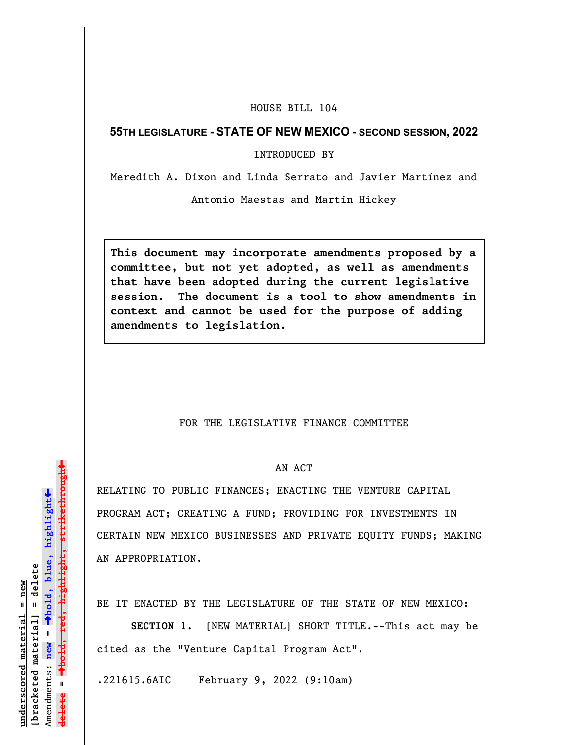HOUSE BILL 104

**55TH LEGISLATURE - STATE OF NEW MEXICO - SECOND SESSION, 2022**

INTRODUCED BY

Meredith A. Dixon and Linda Serrato and Javier Martínez and Antonio Maestas and Martin Hickey

**This document may incorporate amendments proposed by a committee, but not yet adopted, as well as amendments that have been adopted during the current legislative session. The document is a tool to show amendments in context and cannot be used for the purpose of adding amendments to legislation.**

FOR THE LEGISLATIVE FINANCE COMMITTEE

AN ACT

RELATING TO PUBLIC FINANCES; ENACTING THE VENTURE CAPITAL PROGRAM ACT; CREATING A FUND; PROVIDING FOR INVESTMENTS IN CERTAIN NEW MEXICO BUSINESSES AND PRIVATE EQUITY FUNDS; MAKING AN APPROPRIATION.

BE IT ENACTED BY THE LEGISLATURE OF THE STATE OF NEW MEXICO:

**SECTION 1.** [NEW MATERIAL] SHORT TITLE.--This act may be cited as the "Venture Capital Program Act".

.221615.6AIC February 9, 2022 (9:10am)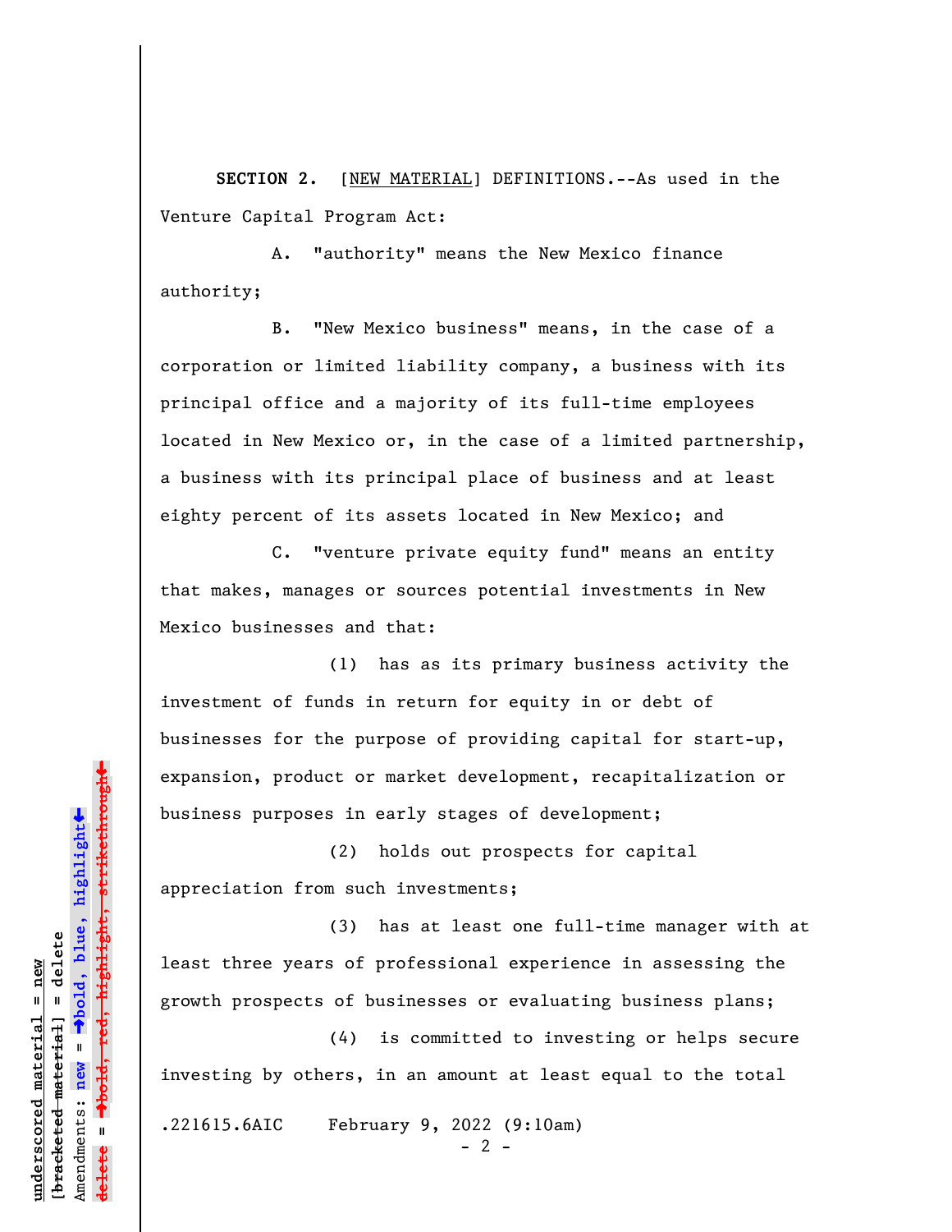**SECTION 2.** [<u>NEW MATERIAL</u>] DEFINITIONS.--As used in the Venture Capital Program Act:

A. "authority" means the New Mexico finance authority;

B. "New Mexico business" means, in the case of a corporation or limited liability company, a business with its principal office and a majority of its full-time employees located in New Mexico or, in the case of a limited partnership, a business with its principal place of business and at least eighty percent of its assets located in New Mexico; and

C. "venture private equity fund" means an entity that makes, manages or sources potential investments in New Mexico businesses and that:

(1) has as its primary business activity the investment of funds in return for equity in or debt of businesses for the purpose of providing capital for start-up, expansion, product or market development, recapitalization or business purposes in early stages of development;

(2) holds out prospects for capital appreciation from such investments;

(3) has at least one full-time manager with at least three years of professional experience in assessing the growth prospects of businesses or evaluating business plans;

(4) is committed to investing or helps secure investing by others, in an amount at least equal to the total

.221615.6AIC February 9, 2022 (9:10am)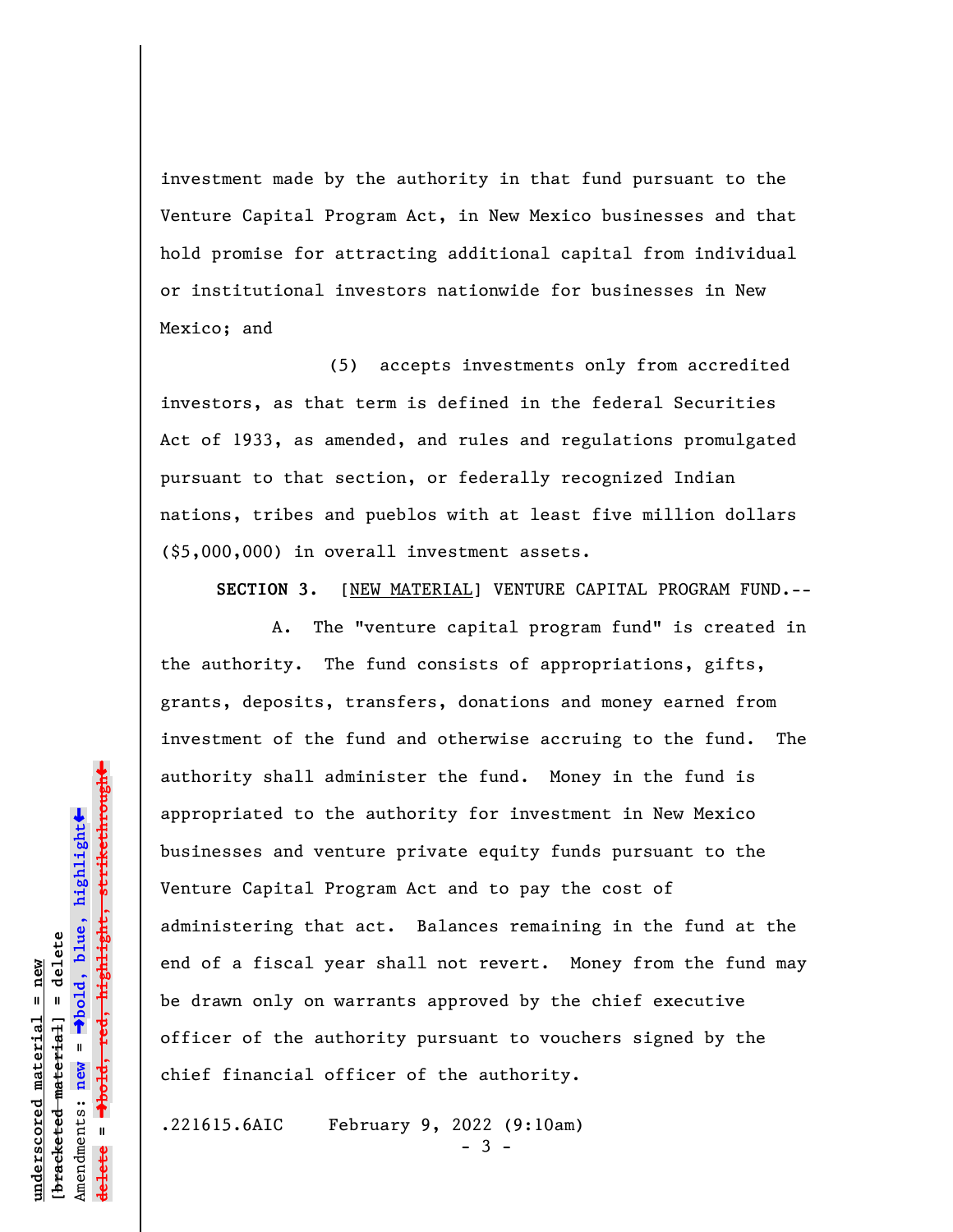investment made by the authority in that fund pursuant to the Venture Capital Program Act, in New Mexico businesses and that hold promise for attracting additional capital from individual or institutional investors nationwide for businesses in New Mexico; and

(5) accepts investments only from accredited investors, as that term is defined in the federal Securities Act of 1933, as amended, and rules and regulations promulgated pursuant to that section, or federally recognized Indian nations, tribes and pueblos with at least five million dollars ($5,000,000) in overall investment assets.

**SECTION 3.** [NEW MATERIAL] VENTURE CAPITAL PROGRAM FUND.--

A. The "venture capital program fund" is created in the authority. The fund consists of appropriations, gifts, grants, deposits, transfers, donations and money earned from investment of the fund and otherwise accruing to the fund. The authority shall administer the fund. Money in the fund is appropriated to the authority for investment in New Mexico businesses and venture private equity funds pursuant to the Venture Capital Program Act and to pay the cost of administering that act. Balances remaining in the fund at the end of a fiscal year shall not revert. Money from the fund may be drawn only on warrants approved by the chief executive officer of the authority pursuant to vouchers signed by the chief financial officer of the authority.

.221615.6AIC February 9, 2022 (9:10am)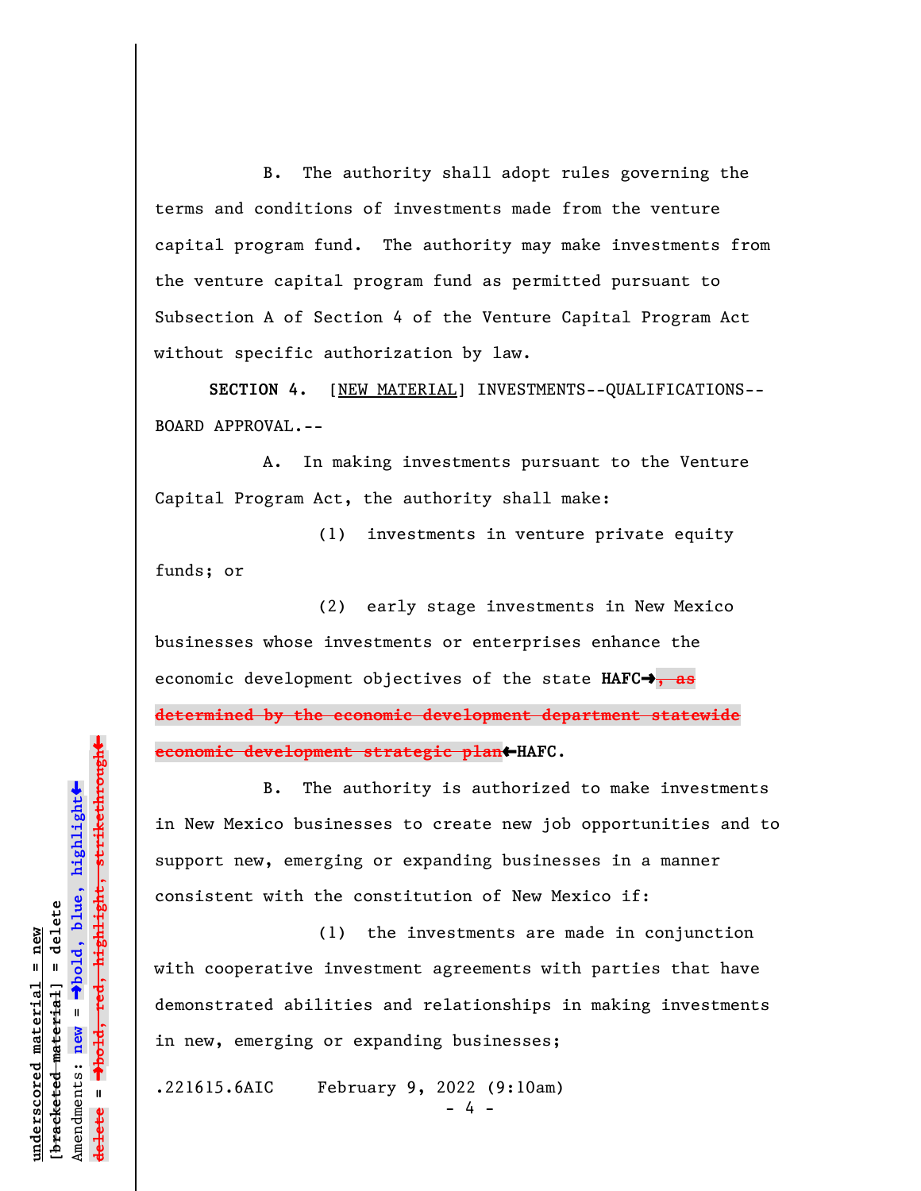B. The authority shall adopt rules governing the terms and conditions of investments made from the venture capital program fund. The authority may make investments from the venture capital program fund as permitted pursuant to Subsection A of Section 4 of the Venture Capital Program Act without specific authorization by law.

**SECTION 4.** [NEW MATERIAL] INVESTMENTS--QUALIFICATIONS--BOARD APPROVAL.--

A. In making investments pursuant to the Venture Capital Program Act, the authority shall make:

(1) investments in venture private equity funds; or

(2) early stage investments in New Mexico businesses whose investments or enterprises enhance the economic development objectives of the state **HAFC➔**~~, as determined by the economic development department statewide economic development strategic plan~~**←HAFC**.

B. The authority is authorized to make investments in New Mexico businesses to create new job opportunities and to support new, emerging or expanding businesses in a manner consistent with the constitution of New Mexico if:

(1) the investments are made in conjunction with cooperative investment agreements with parties that have demonstrated abilities and relationships in making investments in new, emerging or expanding businesses;

.221615.6AIC February 9, 2022 (9:10am)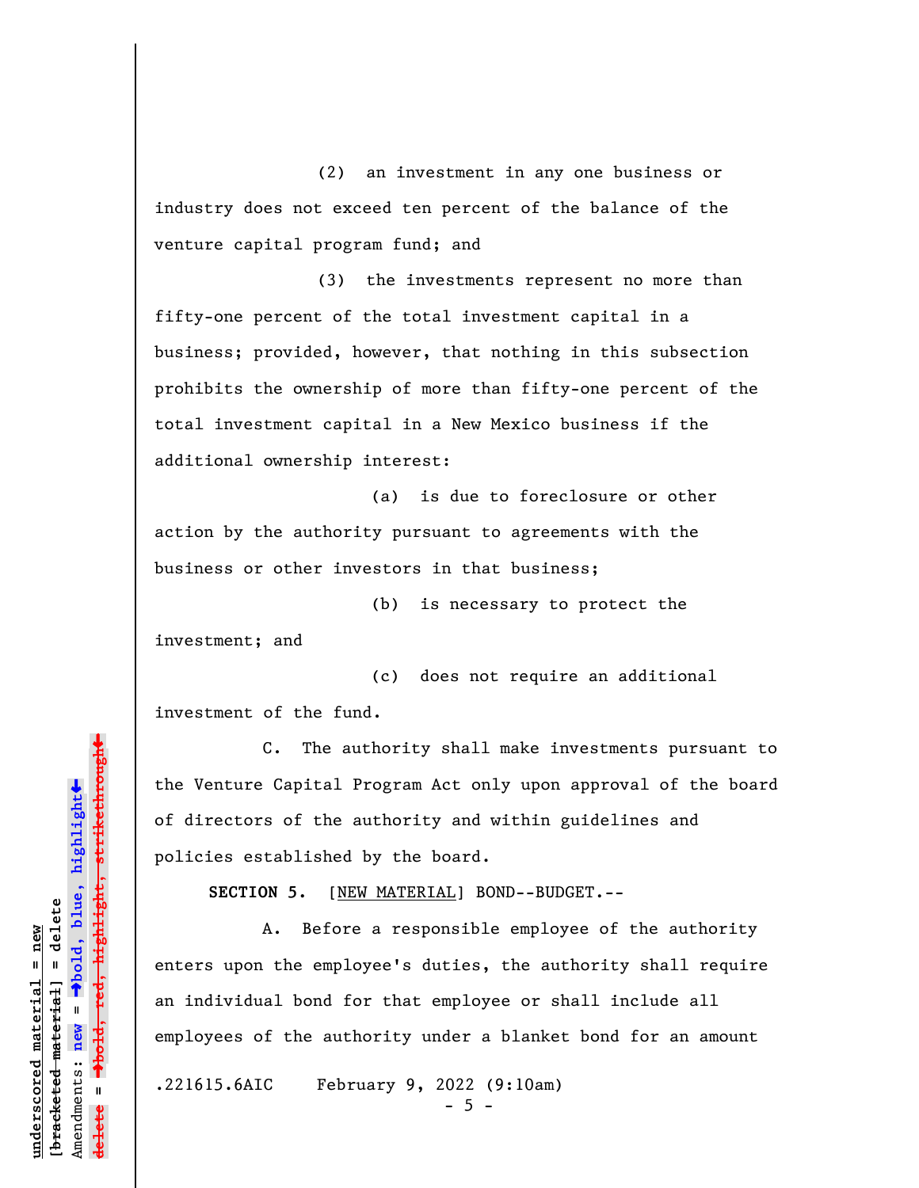(2) an investment in any one business or industry does not exceed ten percent of the balance of the venture capital program fund; and

(3) the investments represent no more than fifty-one percent of the total investment capital in a business; provided, however, that nothing in this subsection prohibits the ownership of more than fifty-one percent of the total investment capital in a New Mexico business if the additional ownership interest:

(a) is due to foreclosure or other action by the authority pursuant to agreements with the business or other investors in that business;

(b) is necessary to protect the investment; and

(c) does not require an additional investment of the fund.

C. The authority shall make investments pursuant to the Venture Capital Program Act only upon approval of the board of directors of the authority and within guidelines and policies established by the board.

**SECTION 5.** [NEW MATERIAL] BOND--BUDGET.--

A. Before a responsible employee of the authority enters upon the employee's duties, the authority shall require an individual bond for that employee or shall include all employees of the authority under a blanket bond for an amount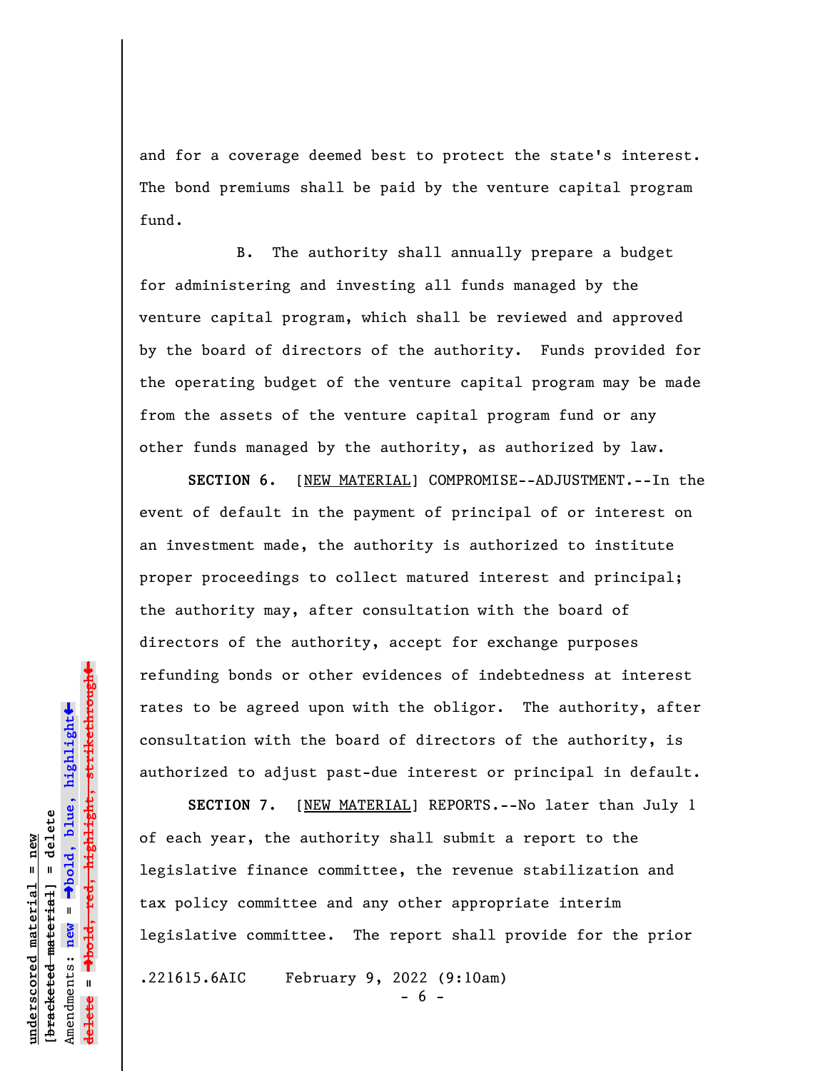and for a coverage deemed best to protect the state's interest. The bond premiums shall be paid by the venture capital program fund.

B. The authority shall annually prepare a budget for administering and investing all funds managed by the venture capital program, which shall be reviewed and approved by the board of directors of the authority. Funds provided for the operating budget of the venture capital program may be made from the assets of the venture capital program fund or any other funds managed by the authority, as authorized by law.

**SECTION 6.** [NEW MATERIAL] COMPROMISE--ADJUSTMENT.--In the event of default in the payment of principal of or interest on an investment made, the authority is authorized to institute proper proceedings to collect matured interest and principal; the authority may, after consultation with the board of directors of the authority, accept for exchange purposes refunding bonds or other evidences of indebtedness at interest rates to be agreed upon with the obligor. The authority, after consultation with the board of directors of the authority, is authorized to adjust past-due interest or principal in default.

**SECTION 7.** [NEW MATERIAL] REPORTS.--No later than July 1 of each year, the authority shall submit a report to the legislative finance committee, the revenue stabilization and tax policy committee and any other appropriate interim legislative committee. The report shall provide for the prior

.221615.6AIC February 9, 2022 (9:10am)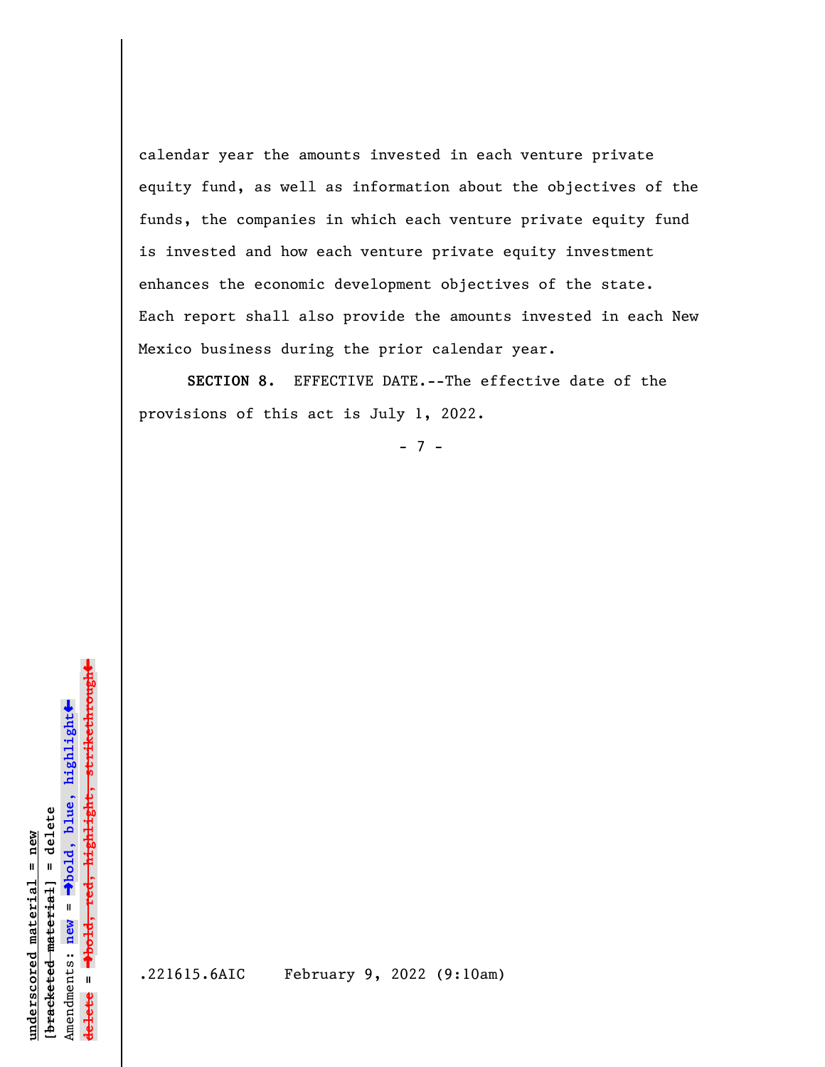calendar year the amounts invested in each venture private equity fund, as well as information about the objectives of the funds, the companies in which each venture private equity fund is invested and how each venture private equity investment enhances the economic development objectives of the state. Each report shall also provide the amounts invested in each New Mexico business during the prior calendar year.

**SECTION 8.** EFFECTIVE DATE.--The effective date of the provisions of this act is July 1, 2022.

.221615.6AIC February 9, 2022 (9:10am)